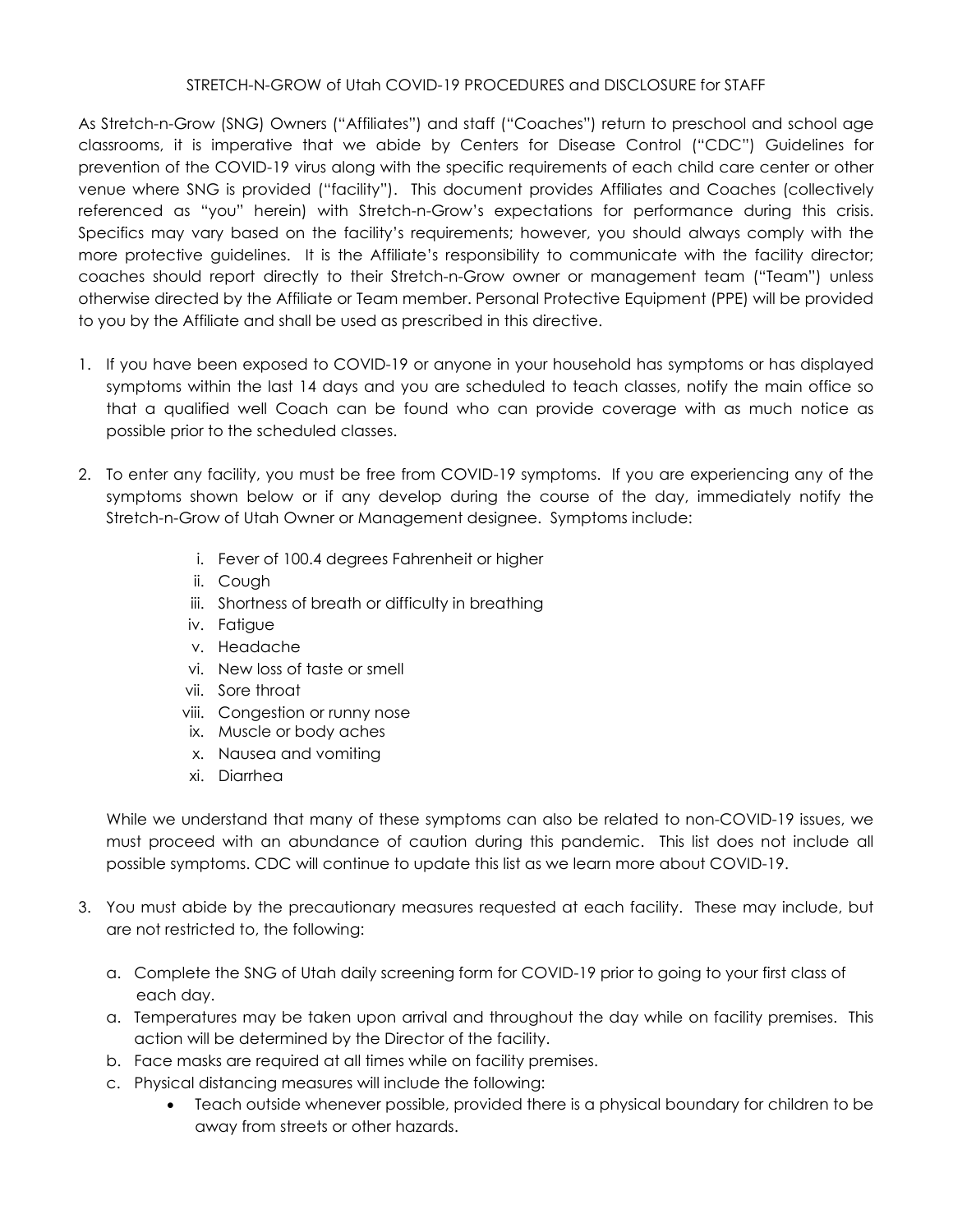# STRETCH-N-GROW of Utah COVID-19 PROCEDURES and DISCLOSURE for STAFF

As Stretch-n-Grow (SNG) Owners ("Affiliates") and staff ("Coaches") return to preschool and school age classrooms, it is imperative that we abide by Centers for Disease Control ("CDC") Guidelines for prevention of the COVID-19 virus along with the specific requirements of each child care center or other venue where SNG is provided ("facility"). This document provides Affiliates and Coaches (collectively referenced as "you" herein) with Stretch-n-Grow's expectations for performance during this crisis. Specifics may vary based on the facility's requirements; however, you should always comply with the more protective guidelines. It is the Affiliate's responsibility to communicate with the facility director; coaches should report directly to their Stretch-n-Grow owner or management team ("Team") unless otherwise directed by the Affiliate or Team member. Personal Protective Equipment (PPE) will be provided to you by the Affiliate and shall be used as prescribed in this directive.

1. If you have been exposed to COVID-19 or anyone in your household has symptoms or has displayed symptoms within the last 14 days and you are scheduled to teach classes, notify the main office so that a qualified well Coach can be found who can provide coverage with as much notice as possible prior to the scheduled classes.

2. To enter any facility, you must be free from COVID-19 symptoms. If you are experiencing any of the symptoms shown below or if any develop during the course of the day, immediately notify the Stretch-n-Grow of Utah Owner or Management designee. Symptoms include:

   i. Fever of 100.4 degrees Fahrenheit or higher
   ii. Cough
   iii. Shortness of breath or difficulty in breathing
   iv. Fatigue
   v. Headache
   vi. New loss of taste or smell
   vii. Sore throat
   viii. Congestion or runny nose
   ix. Muscle or body aches
   x. Nausea and vomiting
   xi. Diarrhea

   While we understand that many of these symptoms can also be related to non-COVID-19 issues, we must proceed with an abundance of caution during this pandemic. This list does not include all possible symptoms. CDC will continue to update this list as we learn more about COVID-19.

3. You must abide by the precautionary measures requested at each facility. These may include, but are not restricted to, the following:

   a. Complete the SNG of Utah daily screening form for COVID-19 prior to going to your first class of each day.
   a. Temperatures may be taken upon arrival and throughout the day while on facility premises. This action will be determined by the Director of the facility.
   b. Face masks are required at all times while on facility premises.
   c. Physical distancing measures will include the following:
      - Teach outside whenever possible, provided there is a physical boundary for children to be away from streets or other hazards.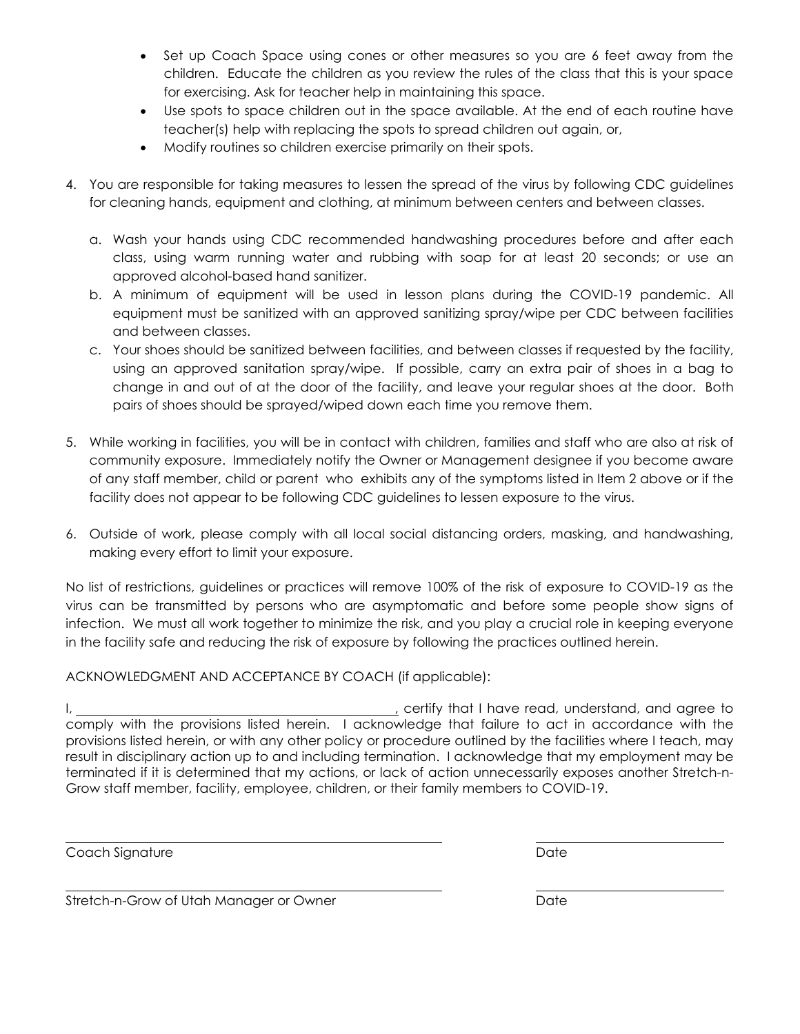- Set up Coach Space using cones or other measures so you are 6 feet away from the children. Educate the children as you review the rules of the class that this is your space for exercising. Ask for teacher help in maintaining this space.
- Use spots to space children out in the space available. At the end of each routine have teacher(s) help with replacing the spots to spread children out again, or,
- Modify routines so children exercise primarily on their spots.

4. You are responsible for taking measures to lessen the spread of the virus by following CDC guidelines for cleaning hands, equipment and clothing, at minimum between centers and between classes.

   a. Wash your hands using CDC recommended handwashing procedures before and after each class, using warm running water and rubbing with soap for at least 20 seconds; or use an approved alcohol-based hand sanitizer.
   b. A minimum of equipment will be used in lesson plans during the COVID-19 pandemic. All equipment must be sanitized with an approved sanitizing spray/wipe per CDC between facilities and between classes.
   c. Your shoes should be sanitized between facilities, and between classes if requested by the facility, using an approved sanitation spray/wipe. If possible, carry an extra pair of shoes in a bag to change in and out of at the door of the facility, and leave your regular shoes at the door. Both pairs of shoes should be sprayed/wiped down each time you remove them.

5. While working in facilities, you will be in contact with children, families and staff who are also at risk of community exposure. Immediately notify the Owner or Management designee if you become aware of any staff member, child or parent who exhibits any of the symptoms listed in Item 2 above or if the facility does not appear to be following CDC guidelines to lessen exposure to the virus.

6. Outside of work, please comply with all local social distancing orders, masking, and handwashing, making every effort to limit your exposure.

No list of restrictions, guidelines or practices will remove 100% of the risk of exposure to COVID-19 as the virus can be transmitted by persons who are asymptomatic and before some people show signs of infection. We must all work together to minimize the risk, and you play a crucial role in keeping everyone in the facility safe and reducing the risk of exposure by following the practices outlined herein.

ACKNOWLEDGMENT AND ACCEPTANCE BY COACH (if applicable):

I, ________________________________________, certify that I have read, understand, and agree to comply with the provisions listed herein. I acknowledge that failure to act in accordance with the provisions listed herein, or with any other policy or procedure outlined by the facilities where I teach, may result in disciplinary action up to and including termination. I acknowledge that my employment may be terminated if it is determined that my actions, or lack of action unnecessarily exposes another Stretch-n-Grow staff member, facility, employee, children, or their family members to COVID-19.

________________________________________ ____________________

Coach Signature Date

________________________________________ ____________________

Stretch-n-Grow of Utah Manager or Owner Date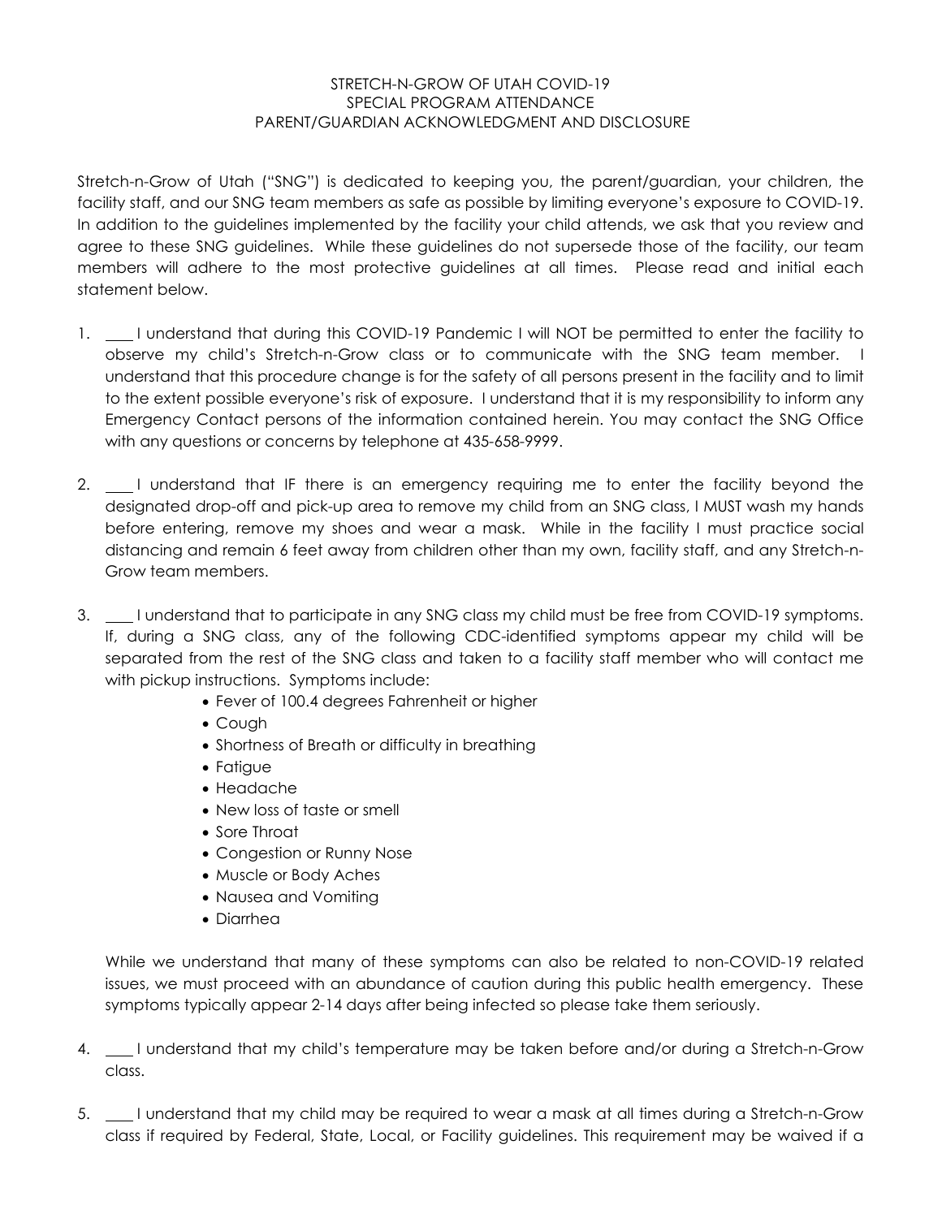STRETCH-N-GROW OF UTAH COVID-19
SPECIAL PROGRAM ATTENDANCE
PARENT/GUARDIAN ACKNOWLEDGMENT AND DISCLOSURE

Stretch-n-Grow of Utah ("SNG") is dedicated to keeping you, the parent/guardian, your children, the facility staff, and our SNG team members as safe as possible by limiting everyone's exposure to COVID-19. In addition to the guidelines implemented by the facility your child attends, we ask that you review and agree to these SNG guidelines. While these guidelines do not supersede those of the facility, our team members will adhere to the most protective guidelines at all times. Please read and initial each statement below.

1. ___ I understand that during this COVID-19 Pandemic I will NOT be permitted to enter the facility to observe my child's Stretch-n-Grow class or to communicate with the SNG team member. I understand that this procedure change is for the safety of all persons present in the facility and to limit to the extent possible everyone's risk of exposure. I understand that it is my responsibility to inform any Emergency Contact persons of the information contained herein. You may contact the SNG Office with any questions or concerns by telephone at 435-658-9999.

2. ___ I understand that IF there is an emergency requiring me to enter the facility beyond the designated drop-off and pick-up area to remove my child from an SNG class, I MUST wash my hands before entering, remove my shoes and wear a mask. While in the facility I must practice social distancing and remain 6 feet away from children other than my own, facility staff, and any Stretch-n-Grow team members.

3. ___ I understand that to participate in any SNG class my child must be free from COVID-19 symptoms. If, during a SNG class, any of the following CDC-identified symptoms appear my child will be separated from the rest of the SNG class and taken to a facility staff member who will contact me with pickup instructions. Symptoms include:
   - Fever of 100.4 degrees Fahrenheit or higher
   - Cough
   - Shortness of Breath or difficulty in breathing
   - Fatigue
   - Headache
   - New loss of taste or smell
   - Sore Throat
   - Congestion or Runny Nose
   - Muscle or Body Aches
   - Nausea and Vomiting
   - Diarrhea

   While we understand that many of these symptoms can also be related to non-COVID-19 related issues, we must proceed with an abundance of caution during this public health emergency. These symptoms typically appear 2-14 days after being infected so please take them seriously.

4. ___ I understand that my child's temperature may be taken before and/or during a Stretch-n-Grow class.

5. ___ I understand that my child may be required to wear a mask at all times during a Stretch-n-Grow class if required by Federal, State, Local, or Facility guidelines. This requirement may be waived if a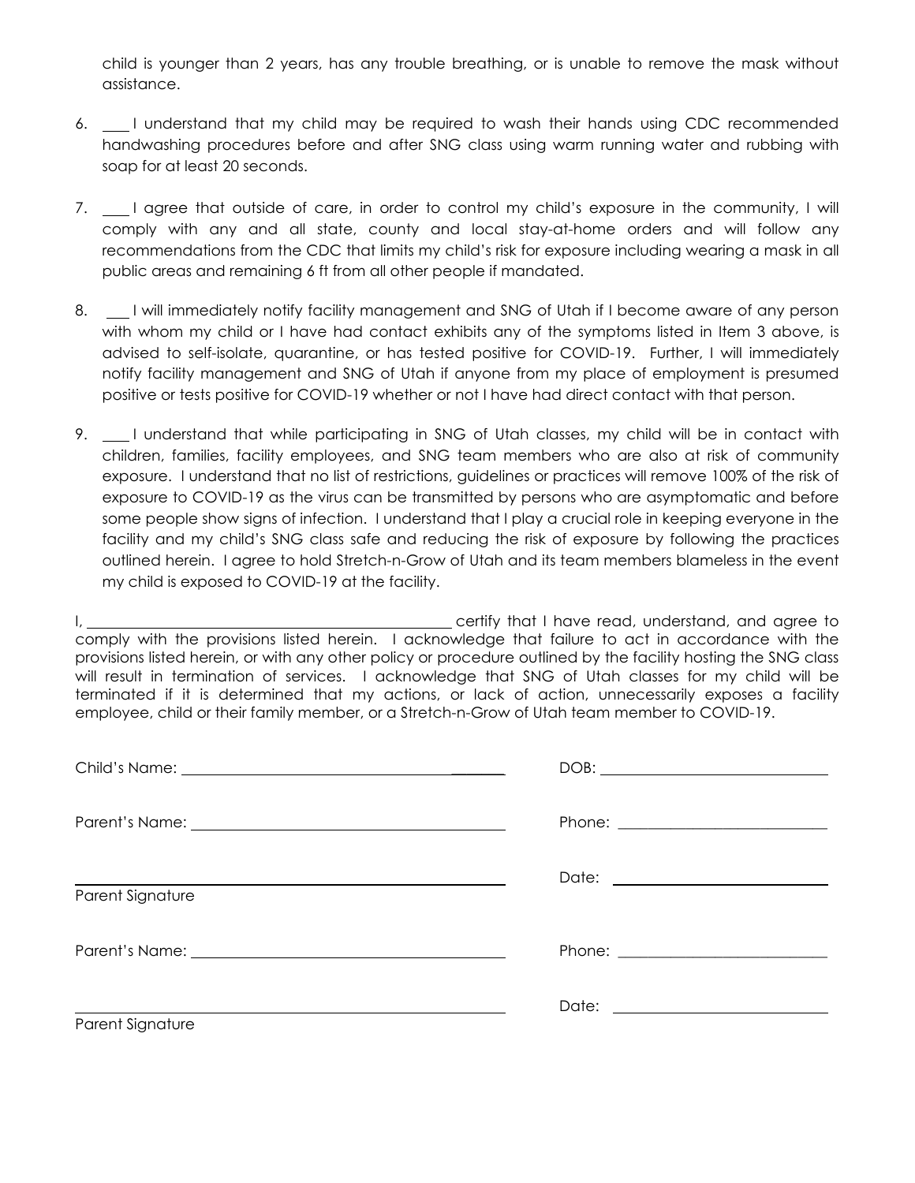child is younger than 2 years, has any trouble breathing, or is unable to remove the mask without assistance.

6. ___ I understand that my child may be required to wash their hands using CDC recommended handwashing procedures before and after SNG class using warm running water and rubbing with soap for at least 20 seconds.

7. ___ I agree that outside of care, in order to control my child's exposure in the community, I will comply with any and all state, county and local stay-at-home orders and will follow any recommendations from the CDC that limits my child's risk for exposure including wearing a mask in all public areas and remaining 6 ft from all other people if mandated.

8. ___ I will immediately notify facility management and SNG of Utah if I become aware of any person with whom my child or I have had contact exhibits any of the symptoms listed in Item 3 above, is advised to self-isolate, quarantine, or has tested positive for COVID-19. Further, I will immediately notify facility management and SNG of Utah if anyone from my place of employment is presumed positive or tests positive for COVID-19 whether or not I have had direct contact with that person.

9. ___ I understand that while participating in SNG of Utah classes, my child will be in contact with children, families, facility employees, and SNG team members who are also at risk of community exposure. I understand that no list of restrictions, guidelines or practices will remove 100% of the risk of exposure to COVID-19 as the virus can be transmitted by persons who are asymptomatic and before some people show signs of infection. I understand that I play a crucial role in keeping everyone in the facility and my child's SNG class safe and reducing the risk of exposure by following the practices outlined herein. I agree to hold Stretch-n-Grow of Utah and its team members blameless in the event my child is exposed to COVID-19 at the facility.

I, ________________________________________ certify that I have read, understand, and agree to comply with the provisions listed herein. I acknowledge that failure to act in accordance with the provisions listed herein, or with any other policy or procedure outlined by the facility hosting the SNG class will result in termination of services. I acknowledge that SNG of Utah classes for my child will be terminated if it is determined that my actions, or lack of action, unnecessarily exposes a facility employee, child or their family member, or a Stretch-n-Grow of Utah team member to COVID-19.

Child's Name: ________________________________ DOB: ________________________

Parent's Name: ________________________________ Phone: ________________________

________________________________ Date: ________________________
Parent Signature

Parent's Name: ________________________________ Phone: ________________________

________________________________ Date: ________________________
Parent Signature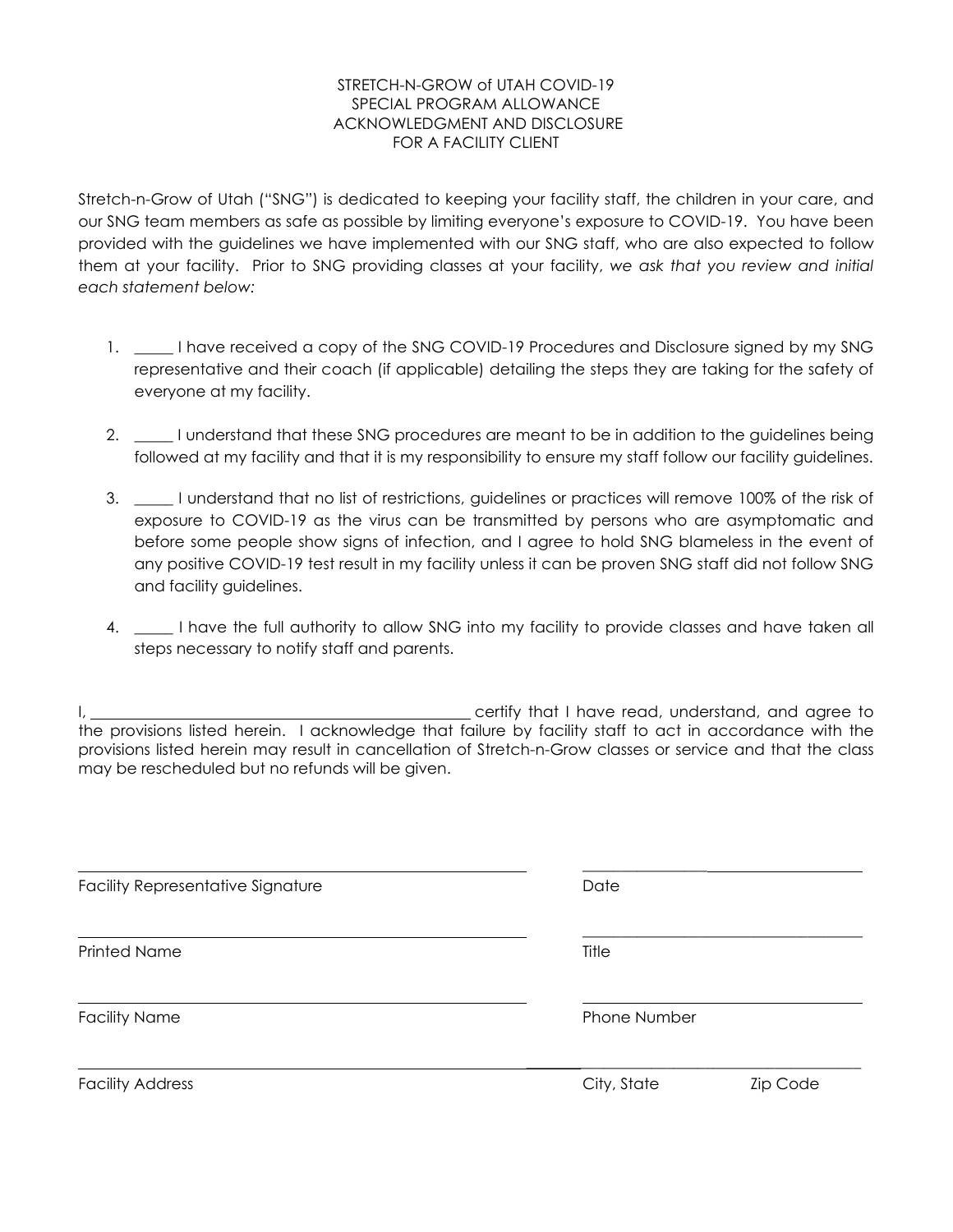# STRETCH-N-GROW of UTAH COVID-19
# SPECIAL PROGRAM ALLOWANCE
# ACKNOWLEDGMENT AND DISCLOSURE
# FOR A FACILITY CLIENT

Stretch-n-Grow of Utah ("SNG") is dedicated to keeping your facility staff, the children in your care, and our SNG team members as safe as possible by limiting everyone's exposure to COVID-19. You have been provided with the guidelines we have implemented with our SNG staff, who are also expected to follow them at your facility. Prior to SNG providing classes at your facility, *we ask that you review and initial each statement below:*

1. _____ I have received a copy of the SNG COVID-19 Procedures and Disclosure signed by my SNG representative and their coach (if applicable) detailing the steps they are taking for the safety of everyone at my facility.

2. _____ I understand that these SNG procedures are meant to be in addition to the guidelines being followed at my facility and that it is my responsibility to ensure my staff follow our facility guidelines.

3. _____ I understand that no list of restrictions, guidelines or practices will remove 100% of the risk of exposure to COVID-19 as the virus can be transmitted by persons who are asymptomatic and before some people show signs of infection, and I agree to hold SNG blameless in the event of any positive COVID-19 test result in my facility unless it can be proven SNG staff did not follow SNG and facility guidelines.

4. _____ I have the full authority to allow SNG into my facility to provide classes and have taken all steps necessary to notify staff and parents.

I, ________________________________________ certify that I have read, understand, and agree to the provisions listed herein. I acknowledge that failure by facility staff to act in accordance with the provisions listed herein may result in cancellation of Stretch-n-Grow classes or service and that the class may be rescheduled but no refunds will be given.

________________________________________ ____________________

Facility Representative Signature Date

________________________________________ ____________________

Printed Name Title

________________________________________ ____________________

Facility Name Phone Number

________________________________________ ____________________

Facility Address City, State Zip Code